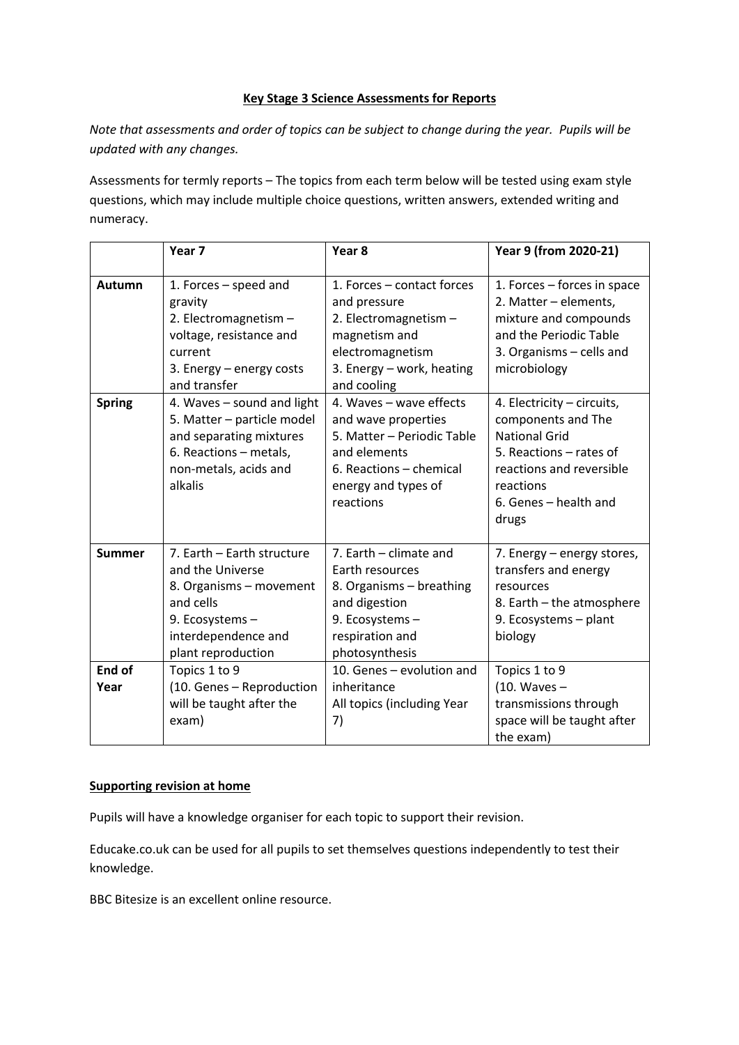## Key Stage 3 Science Assessments for Reports

*Note that assessments and order of topics can be subject to change during the year. Pupils will be updated with any changes.*

Assessments for termly reports – The topics from each term below will be tested using exam style questions, which may include multiple choice questions, written answers, extended writing and numeracy.

| | Year 7 | Year 8 | Year 9 (from 2020-21) |
|---|---|---|---|
| **Autumn** | 1. Forces – speed and gravity<br>2. Electromagnetism – voltage, resistance and current<br>3. Energy – energy costs and transfer | 1. Forces – contact forces and pressure<br>2. Electromagnetism – magnetism and electromagnetism<br>3. Energy – work, heating and cooling | 1. Forces – forces in space<br>2. Matter – elements, mixture and compounds and the Periodic Table<br>3. Organisms – cells and microbiology |
| **Spring** | 4. Waves – sound and light<br>5. Matter – particle model and separating mixtures<br>6. Reactions – metals, non-metals, acids and alkalis | 4. Waves – wave effects and wave properties<br>5. Matter – Periodic Table and elements<br>6. Reactions – chemical energy and types of reactions | 4. Electricity – circuits, components and The National Grid<br>5. Reactions – rates of reactions and reversible reactions<br>6. Genes – health and drugs |
| **Summer** | 7. Earth – Earth structure and the Universe<br>8. Organisms – movement and cells<br>9. Ecosystems – interdependence and plant reproduction | 7. Earth – climate and Earth resources<br>8. Organisms – breathing and digestion<br>9. Ecosystems – respiration and photosynthesis | 7. Energy – energy stores, transfers and energy resources<br>8. Earth – the atmosphere<br>9. Ecosystems – plant biology |
| **End of Year** | Topics 1 to 9<br>(10. Genes – Reproduction will be taught after the exam) | 10. Genes – evolution and inheritance<br>All topics (including Year 7) | Topics 1 to 9<br>(10. Waves – transmissions through space will be taught after the exam) |

### Supporting revision at home

Pupils will have a knowledge organiser for each topic to support their revision.

Educake.co.uk can be used for all pupils to set themselves questions independently to test their knowledge.

BBC Bitesize is an excellent online resource.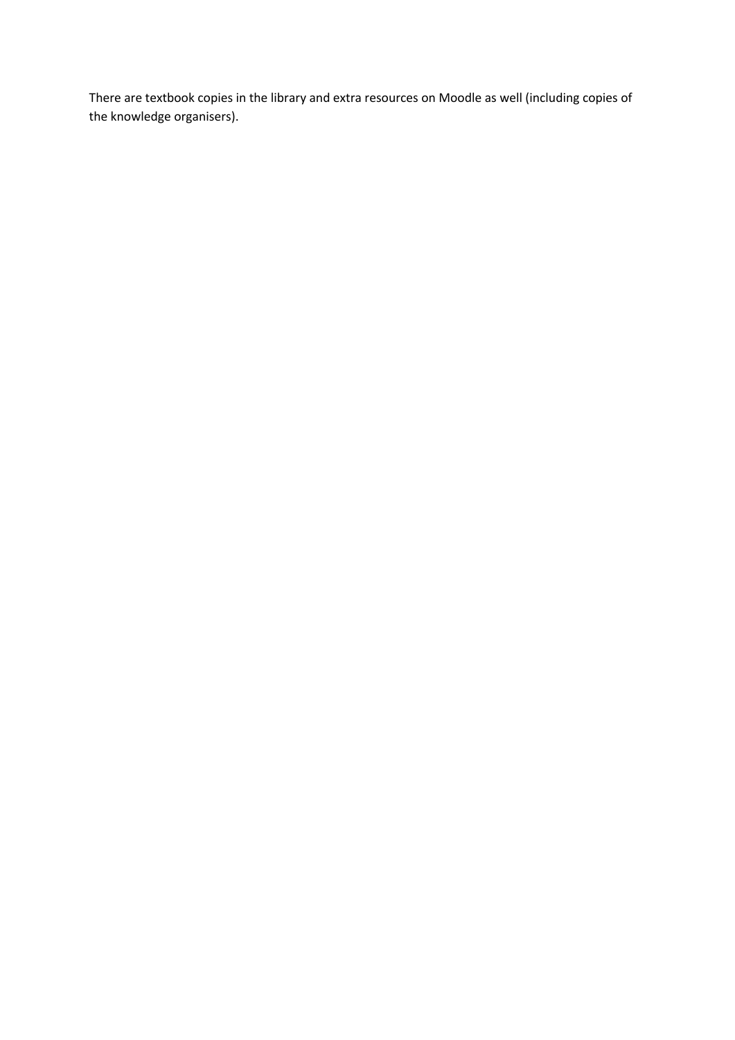There are textbook copies in the library and extra resources on Moodle as well (including copies of the knowledge organisers).